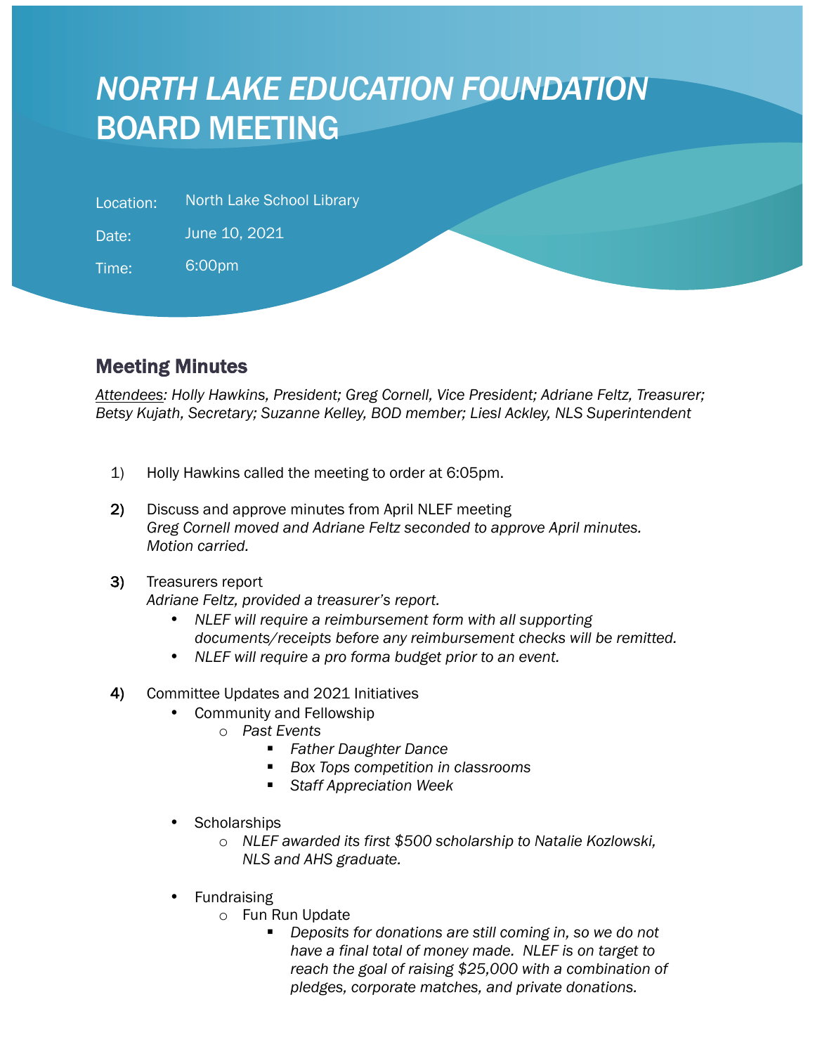# *NORTH LAKE EDUCATION FOUNDATION* BOARD MEETING

Location: North Lake School Library

Date: June 10, 2021

Time: 6:00pm

## Meeting Minutes

*Attendees: Holly Hawkins, President; Greg Cornell, Vice President; Adriane Feltz, Treasurer; Betsy Kujath, Secretary; Suzanne Kelley, BOD member; Liesl Ackley, NLS Superintendent*

1) Holly Hawkins called the meeting to order at 6:05pm.

2) Discuss and approve minutes from April NLEF meeting
   *Greg Cornell moved and Adriane Feltz seconded to approve April minutes. Motion carried.*

3) Treasurers report
   *Adriane Feltz, provided a treasurer's report.*
   - *NLEF will require a reimbursement form with all supporting documents/receipts before any reimbursement checks will be remitted.*
   - *NLEF will require a pro forma budget prior to an event.*

4) Committee Updates and 2021 Initiatives
   - Community and Fellowship
     - *Past Events*
       - *Father Daughter Dance*
       - *Box Tops competition in classrooms*
       - *Staff Appreciation Week*
   - Scholarships
     - *NLEF awarded its first $500 scholarship to Natalie Kozlowski, NLS and AHS graduate.*
   - Fundraising
     - Fun Run Update
       - *Deposits for donations are still coming in, so we do not have a final total of money made. NLEF is on target to reach the goal of raising $25,000 with a combination of pledges, corporate matches, and private donations.*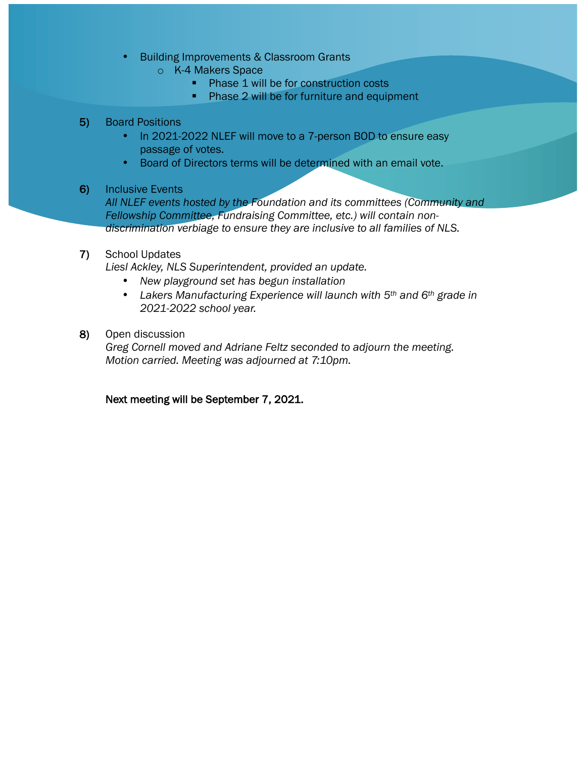- Building Improvements & Classroom Grants
    - K-4 Makers Space
        - Phase 1 will be for construction costs
        - Phase 2 will be for furniture and equipment

5) Board Positions
    - In 2021-2022 NLEF will move to a 7-person BOD to ensure easy passage of votes.
    - Board of Directors terms will be determined with an email vote.

6) Inclusive Events
    *All NLEF events hosted by the Foundation and its committees (Community and Fellowship Committee, Fundraising Committee, etc.) will contain non-discrimination verbiage to ensure they are inclusive to all families of NLS.*

7) School Updates
    *Liesl Ackley, NLS Superintendent, provided an update.*
    - *New playground set has begun installation*
    - *Lakers Manufacturing Experience will launch with 5th and 6th grade in 2021-2022 school year.*

8) Open discussion
    *Greg Cornell moved and Adriane Feltz seconded to adjourn the meeting. Motion carried. Meeting was adjourned at 7:10pm.*

**Next meeting will be September 7, 2021.**